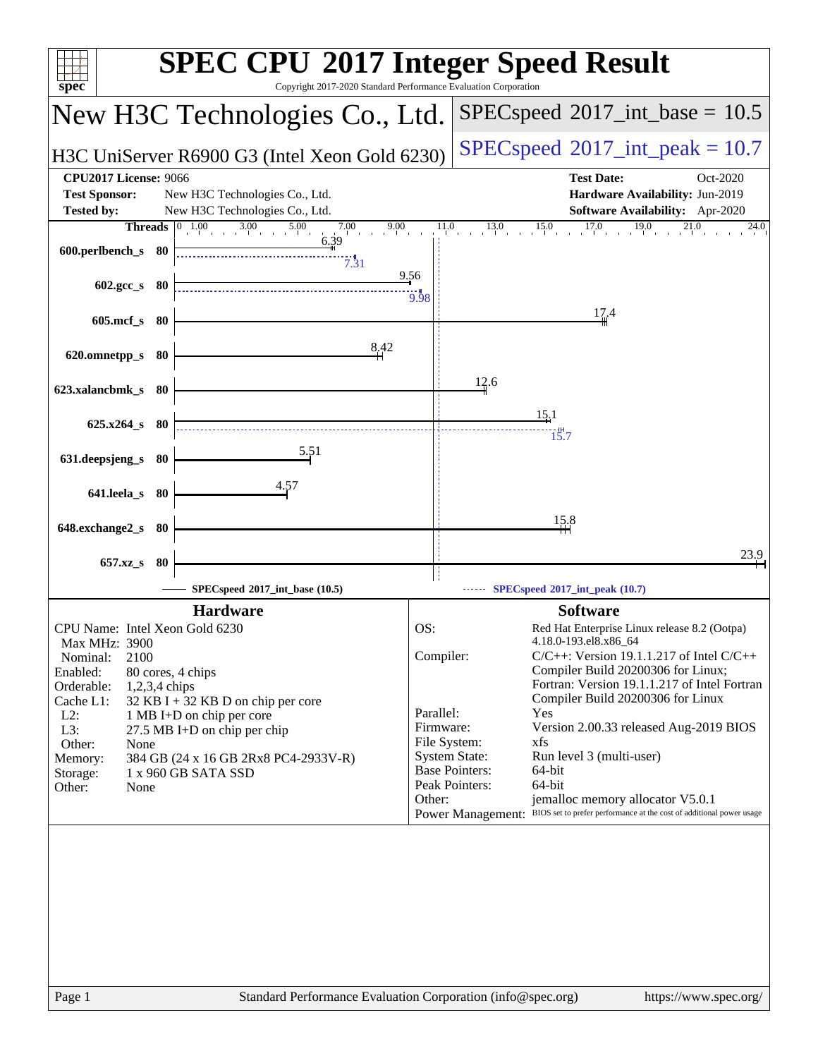# SPEC CPU 2017 Integer Speed Result

Copyright 2017-2020 Standard Performance Evaluation Corporation

## New H3C Technologies Co., Ltd.

**H3C UniServer R6900 G3 (Intel Xeon Gold 6230)**

SPECspeed 2017_int_base = 10.5

SPECspeed 2017_int_peak = 10.7

| | | | |
|---|---|---|---|
| **CPU2017 License:** | 9066 | **Test Date:** | Oct-2020 |
| **Test Sponsor:** | New H3C Technologies Co., Ltd. | **Hardware Availability:** | Jun-2019 |
| **Tested by:** | New H3C Technologies Co., Ltd. | **Software Availability:** | Apr-2020 |

| Benchmark | Threads | Base | Peak |
|---|---|---|---|
| 600.perlbench_s | 80 | 6.39 | 7.31 |
| 602.gcc_s | 80 | 9.56 | 9.98 |
| 605.mcf_s | 80 | 17.4 | |
| 620.omnetpp_s | 80 | 8.42 | |
| 623.xalancbmk_s | 80 | 12.6 | |
| 625.x264_s | 80 | 15.1 | 15.7 |
| 631.deepsjeng_s | 80 | 5.51 | |
| 641.leela_s | 80 | 4.57 | |
| 648.exchange2_s | 80 | 15.8 | |
| 657.xz_s | 80 | 23.9 | |

SPECspeed 2017_int_base (10.5) — SPECspeed 2017_int_peak (10.7)

### Hardware

- CPU Name: Intel Xeon Gold 6230
- Max MHz: 3900
- Nominal: 2100
- Enabled: 80 cores, 4 chips
- Orderable: 1,2,3,4 chips
- Cache L1: 32 KB I + 32 KB D on chip per core
- L2: 1 MB I+D on chip per core
- L3: 27.5 MB I+D on chip per chip
- Other: None
- Memory: 384 GB (24 x 16 GB 2Rx8 PC4-2933V-R)
- Storage: 1 x 960 GB SATA SSD
- Other: None

### Software

- OS: Red Hat Enterprise Linux release 8.2 (Ootpa) 4.18.0-193.el8.x86_64
- Compiler: C/C++: Version 19.1.1.217 of Intel C/C++ Compiler Build 20200306 for Linux; Fortran: Version 19.1.1.217 of Intel Fortran Compiler Build 20200306 for Linux
- Parallel: Yes
- Firmware: Version 2.00.33 released Aug-2019 BIOS
- File System: xfs
- System State: Run level 3 (multi-user)
- Base Pointers: 64-bit
- Peak Pointers: 64-bit
- Other: jemalloc memory allocator V5.0.1
- Power Management: BIOS set to prefer performance at the cost of additional power usage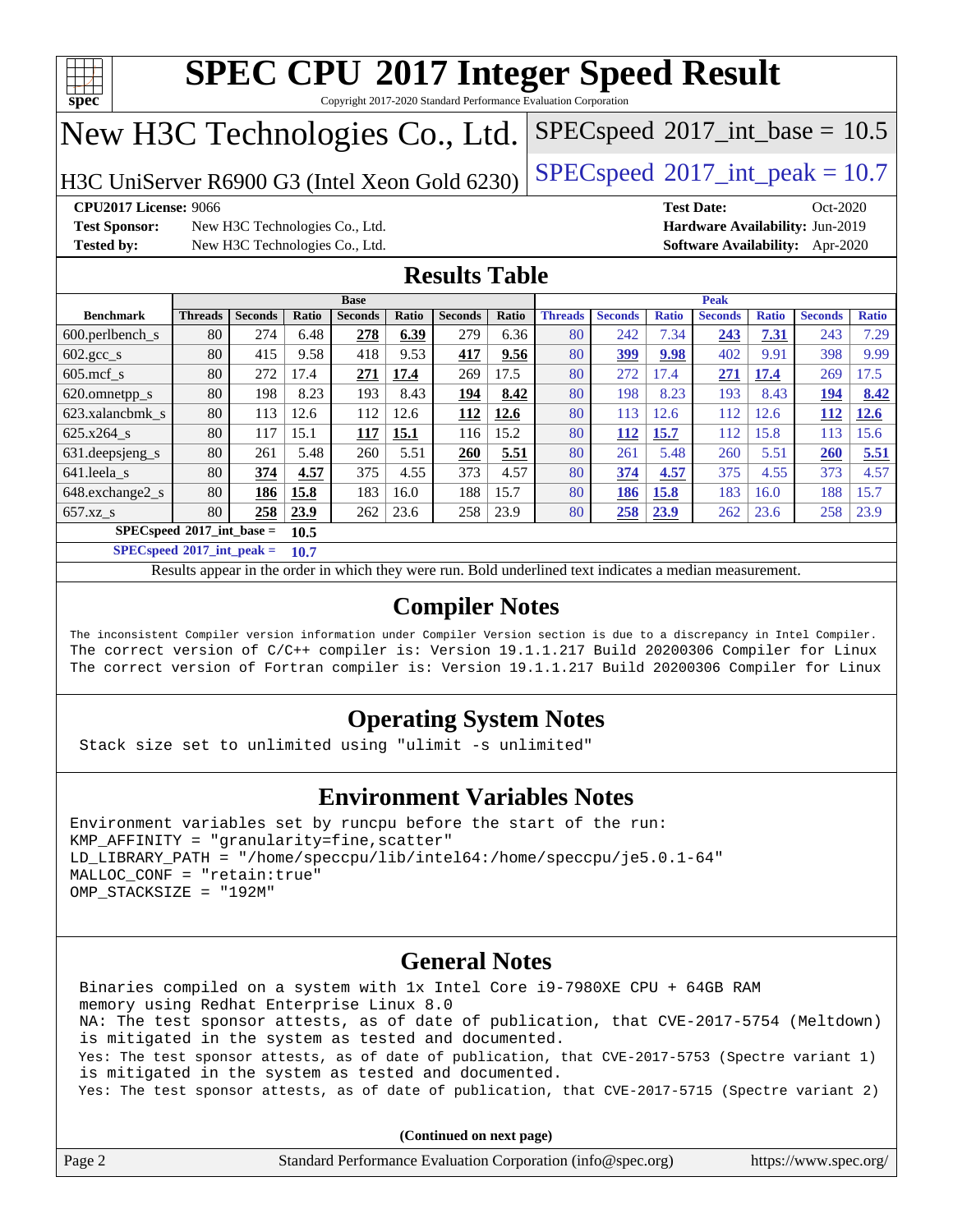# SPEC CPU 2017 Integer Speed Result

Copyright 2017-2020 Standard Performance Evaluation Corporation

## New H3C Technologies Co., Ltd.

H3C UniServer R6900 G3 (Intel Xeon Gold 6230)

SPECspeed 2017_int_base = 10.5

SPECspeed 2017_int_peak = 10.7

**CPU2017 License:** 9066
**Test Sponsor:** New H3C Technologies Co., Ltd.
**Tested by:** New H3C Technologies Co., Ltd.
**Test Date:** Oct-2020
**Hardware Availability:** Jun-2019
**Software Availability:** Apr-2020

## Results Table

| Benchmark | Base | | | | | | | Peak | | | | | | |
|---|---|---|---|---|---|---|---|---|---|---|---|---|---|---|
| | Threads | Seconds | Ratio | Seconds | Ratio | Seconds | Ratio | Threads | Seconds | Ratio | Seconds | Ratio | Seconds | Ratio |
| 600.perlbench_s | 80 | 274 | 6.48 | **278** | **6.39** | 279 | 6.36 | 80 | 242 | 7.34 | **243** | **7.31** | 243 | 7.29 |
| 602.gcc_s | 80 | 415 | 9.58 | 418 | 9.53 | **417** | **9.56** | 80 | **399** | **9.98** | 402 | 9.91 | 398 | 9.99 |
| 605.mcf_s | 80 | 272 | 17.4 | **271** | **17.4** | 269 | 17.5 | 80 | 272 | 17.4 | **271** | **17.4** | 269 | 17.5 |
| 620.omnetpp_s | 80 | 198 | 8.23 | 193 | 8.43 | **194** | **8.42** | 80 | 198 | 8.23 | 193 | 8.43 | **194** | **8.42** |
| 623.xalancbmk_s | 80 | 113 | 12.6 | 112 | 12.6 | **112** | **12.6** | 80 | 113 | 12.6 | 112 | 12.6 | **112** | **12.6** |
| 625.x264_s | 80 | 117 | 15.1 | **117** | **15.1** | 116 | 15.2 | 80 | **112** | **15.7** | 112 | 15.8 | 113 | 15.6 |
| 631.deepsjeng_s | 80 | 261 | 5.48 | 260 | 5.51 | **260** | **5.51** | 80 | 261 | 5.48 | 260 | 5.51 | **260** | **5.51** |
| 641.leela_s | 80 | **374** | **4.57** | 375 | 4.55 | 373 | 4.57 | 80 | **374** | **4.57** | 375 | 4.55 | 373 | 4.57 |
| 648.exchange2_s | 80 | **186** | **15.8** | 183 | 16.0 | 188 | 15.7 | 80 | **186** | **15.8** | 183 | 16.0 | 188 | 15.7 |
| 657.xz_s | 80 | **258** | **23.9** | 262 | 23.6 | 258 | 23.9 | 80 | **258** | **23.9** | 262 | 23.6 | 258 | 23.9 |

**SPECspeed 2017_int_base = 10.5**

**SPECspeed 2017_int_peak = 10.7**

Results appear in the order in which they were run. Bold underlined text indicates a median measurement.

## Compiler Notes

```
The inconsistent Compiler version information under Compiler Version section is due to a discrepancy in Intel Compiler.
The correct version of C/C++ compiler is: Version 19.1.1.217 Build 20200306 Compiler for Linux
The correct version of Fortran compiler is: Version 19.1.1.217 Build 20200306 Compiler for Linux
```

## Operating System Notes

```
Stack size set to unlimited using "ulimit -s unlimited"
```

## Environment Variables Notes

```
Environment variables set by runcpu before the start of the run:
KMP_AFFINITY = "granularity=fine,scatter"
LD_LIBRARY_PATH = "/home/speccpu/lib/intel64:/home/speccpu/je5.0.1-64"
MALLOC_CONF = "retain:true"
OMP_STACKSIZE = "192M"
```

## General Notes

```
Binaries compiled on a system with 1x Intel Core i9-7980XE CPU + 64GB RAM
memory using Redhat Enterprise Linux 8.0
NA: The test sponsor attests, as of date of publication, that CVE-2017-5754 (Meltdown)
is mitigated in the system as tested and documented.
Yes: The test sponsor attests, as of date of publication, that CVE-2017-5753 (Spectre variant 1)
is mitigated in the system as tested and documented.
Yes: The test sponsor attests, as of date of publication, that CVE-2017-5715 (Spectre variant 2)
```

**(Continued on next page)**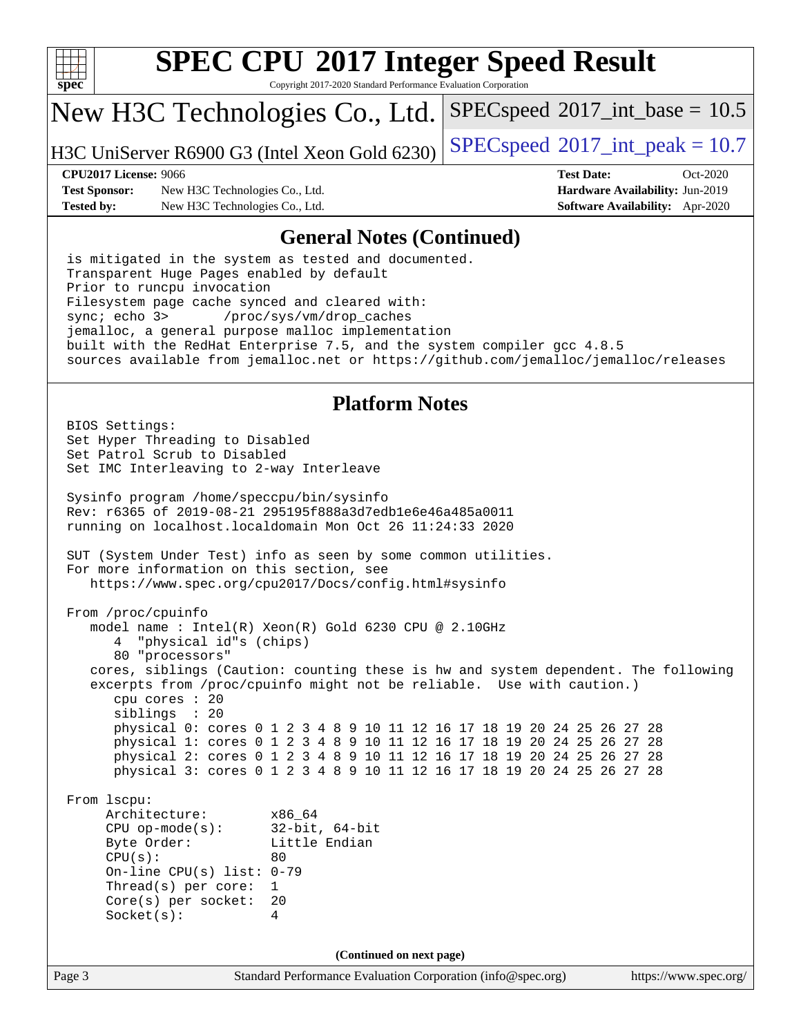# SPEC CPU 2017 Integer Speed Result

Copyright 2017-2020 Standard Performance Evaluation Corporation

## New H3C Technologies Co., Ltd.

H3C UniServer R6900 G3 (Intel Xeon Gold 6230)

SPECspeed 2017_int_base = 10.5

SPECspeed 2017_int_peak = 10.7

**CPU2017 License:** 9066
**Test Sponsor:** New H3C Technologies Co., Ltd.
**Tested by:** New H3C Technologies Co., Ltd.

**Test Date:** Oct-2020
**Hardware Availability:** Jun-2019
**Software Availability:** Apr-2020

### General Notes (Continued)

```
is mitigated in the system as tested and documented.
Transparent Huge Pages enabled by default
Prior to runcpu invocation
Filesystem page cache synced and cleared with:
sync; echo 3>       /proc/sys/vm/drop_caches
jemalloc, a general purpose malloc implementation
built with the RedHat Enterprise 7.5, and the system compiler gcc 4.8.5
sources available from jemalloc.net or https://github.com/jemalloc/jemalloc/releases
```

### Platform Notes

```
BIOS Settings:
Set Hyper Threading to Disabled
Set Patrol Scrub to Disabled
Set IMC Interleaving to 2-way Interleave

Sysinfo program /home/speccpu/bin/sysinfo
Rev: r6365 of 2019-08-21 295195f888a3d7edb1e6e46a485a0011
running on localhost.localdomain Mon Oct 26 11:24:33 2020

SUT (System Under Test) info as seen by some common utilities.
For more information on this section, see
   https://www.spec.org/cpu2017/Docs/config.html#sysinfo

From /proc/cpuinfo
   model name : Intel(R) Xeon(R) Gold 6230 CPU @ 2.10GHz
      4  "physical id"s (chips)
      80 "processors"
   cores, siblings (Caution: counting these is hw and system dependent. The following
   excerpts from /proc/cpuinfo might not be reliable.  Use with caution.)
      cpu cores : 20
      siblings  : 20
      physical 0: cores 0 1 2 3 4 8 9 10 11 12 16 17 18 19 20 24 25 26 27 28
      physical 1: cores 0 1 2 3 4 8 9 10 11 12 16 17 18 19 20 24 25 26 27 28
      physical 2: cores 0 1 2 3 4 8 9 10 11 12 16 17 18 19 20 24 25 26 27 28
      physical 3: cores 0 1 2 3 4 8 9 10 11 12 16 17 18 19 20 24 25 26 27 28

From lscpu:
     Architecture:        x86_64
     CPU op-mode(s):      32-bit, 64-bit
     Byte Order:          Little Endian
     CPU(s):              80
     On-line CPU(s) list: 0-79
     Thread(s) per core:  1
     Core(s) per socket:  20
     Socket(s):           4
```

**(Continued on next page)**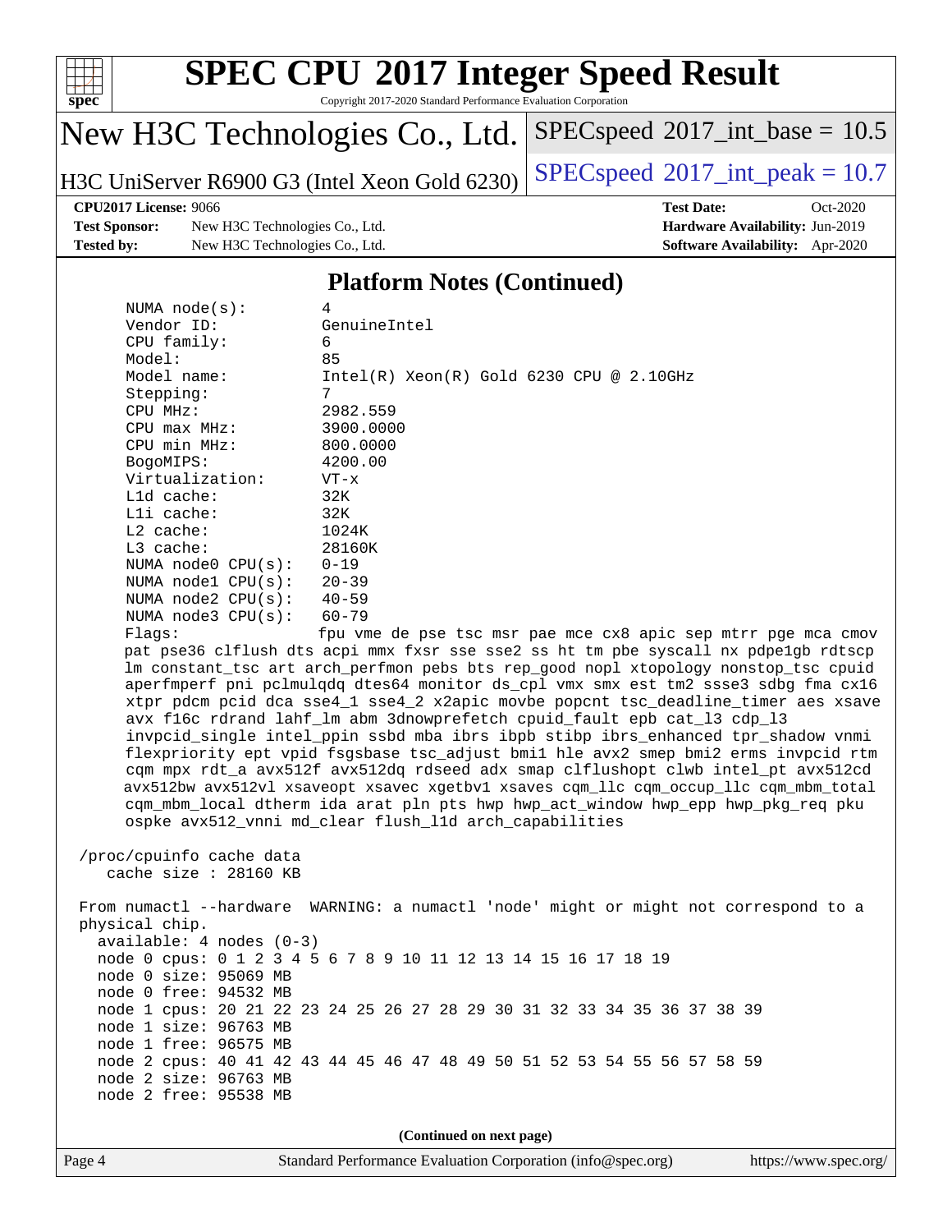## Platform Notes (Continued)

```
     NUMA node(s):          4
     Vendor ID:             GenuineIntel
     CPU family:            6
     Model:                 85
     Model name:            Intel(R) Xeon(R) Gold 6230 CPU @ 2.10GHz
     Stepping:              7
     CPU MHz:               2982.559
     CPU max MHz:           3900.0000
     CPU min MHz:           800.0000
     BogoMIPS:              4200.00
     Virtualization:        VT-x
     L1d cache:             32K
     L1i cache:             32K
     L2 cache:              1024K
     L3 cache:              28160K
     NUMA node0 CPU(s):     0-19
     NUMA node1 CPU(s):     20-39
     NUMA node2 CPU(s):     40-59
     NUMA node3 CPU(s):     60-79
     Flags:                 fpu vme de pse tsc msr pae mce cx8 apic sep mtrr pge mca cmov
     pat pse36 clflush dts acpi mmx fxsr sse sse2 ss ht tm pbe syscall nx pdpe1gb rdtscp
     lm constant_tsc art arch_perfmon pebs bts rep_good nopl xtopology nonstop_tsc cpuid
     aperfmperf pni pclmulqdq dtes64 monitor ds_cpl vmx smx est tm2 ssse3 sdbg fma cx16
     xtpr pdcm pcid dca sse4_1 sse4_2 x2apic movbe popcnt tsc_deadline_timer aes xsave
     avx f16c rdrand lahf_lm abm 3dnowprefetch cpuid_fault epb cat_l3 cdp_l3
     invpcid_single intel_ppin ssbd mba ibrs ibpb stibp ibrs_enhanced tpr_shadow vnmi
     flexpriority ept vpid fsgsbase tsc_adjust bmi1 hle avx2 smep bmi2 erms invpcid rtm
     cqm mpx rdt_a avx512f avx512dq rdseed adx smap clflushopt clwb intel_pt avx512cd
     avx512bw avx512vl xsaveopt xsavec xgetbv1 xsaves cqm_llc cqm_occup_llc cqm_mbm_total
     cqm_mbm_local dtherm ida arat pln pts hwp hwp_act_window hwp_epp hwp_pkg_req pku
     ospke avx512_vnni md_clear flush_l1d arch_capabilities

 /proc/cpuinfo cache data
    cache size : 28160 KB

 From numactl --hardware  WARNING: a numactl 'node' might or might not correspond to a
 physical chip.
   available: 4 nodes (0-3)
   node 0 cpus: 0 1 2 3 4 5 6 7 8 9 10 11 12 13 14 15 16 17 18 19
   node 0 size: 95069 MB
   node 0 free: 94532 MB
   node 1 cpus: 20 21 22 23 24 25 26 27 28 29 30 31 32 33 34 35 36 37 38 39
   node 1 size: 96763 MB
   node 1 free: 96575 MB
   node 2 cpus: 40 41 42 43 44 45 46 47 48 49 50 51 52 53 54 55 56 57 58 59
   node 2 size: 96763 MB
   node 2 free: 95538 MB
```

**(Continued on next page)**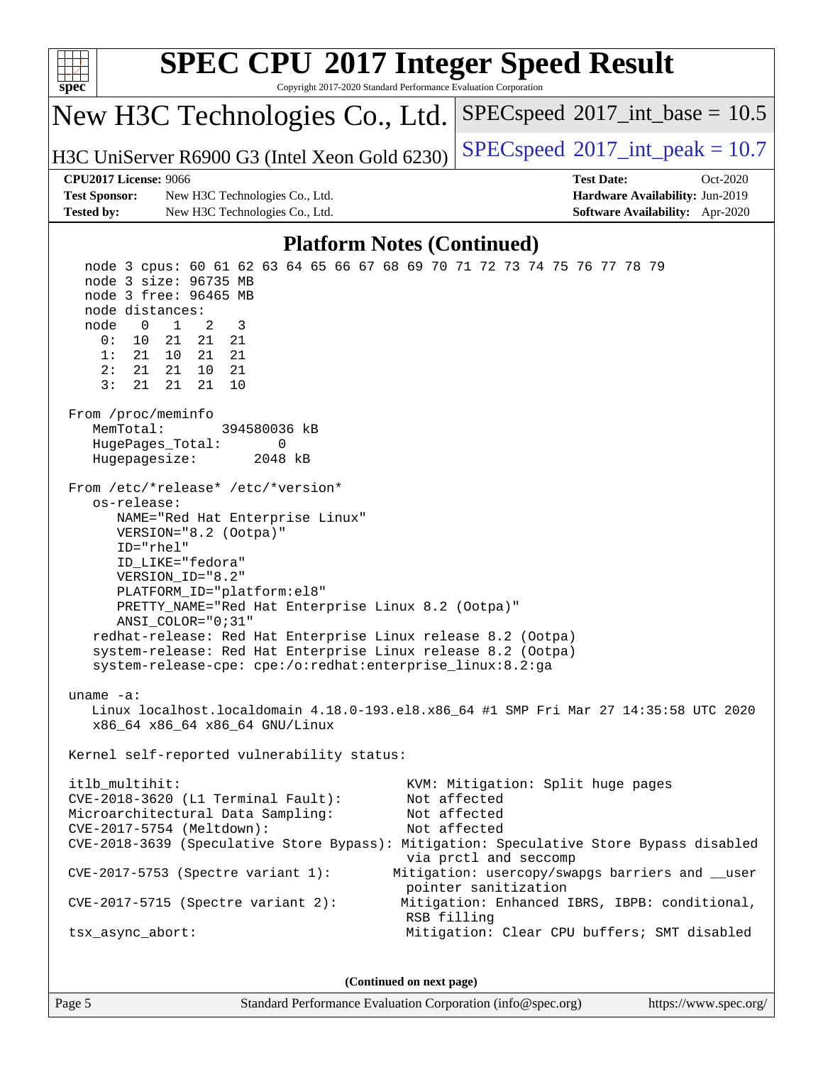# SPEC CPU 2017 Integer Speed Result

Copyright 2017-2020 Standard Performance Evaluation Corporation

**New H3C Technologies Co., Ltd.**

**H3C UniServer R6900 G3 (Intel Xeon Gold 6230)**

SPECspeed 2017_int_base = 10.5

SPECspeed 2017_int_peak = 10.7

**CPU2017 License:** 9066
**Test Sponsor:** New H3C Technologies Co., Ltd.
**Tested by:** New H3C Technologies Co., Ltd.

**Test Date:** Oct-2020
**Hardware Availability:** Jun-2019
**Software Availability:** Apr-2020

## Platform Notes (Continued)

```
   node 3 cpus: 60 61 62 63 64 65 66 67 68 69 70 71 72 73 74 75 76 77 78 79
   node 3 size: 96735 MB
   node 3 free: 96465 MB
   node distances:
   node   0   1   2   3
     0:  10  21  21  21
     1:  21  10  21  21
     2:  21  21  10  21
     3:  21  21  21  10

 From /proc/meminfo
    MemTotal:       394580036 kB
    HugePages_Total:       0
    Hugepagesize:       2048 kB

 From /etc/*release* /etc/*version*
    os-release:
       NAME="Red Hat Enterprise Linux"
       VERSION="8.2 (Ootpa)"
       ID="rhel"
       ID_LIKE="fedora"
       VERSION_ID="8.2"
       PLATFORM_ID="platform:el8"
       PRETTY_NAME="Red Hat Enterprise Linux 8.2 (Ootpa)"
       ANSI_COLOR="0;31"
    redhat-release: Red Hat Enterprise Linux release 8.2 (Ootpa)
    system-release: Red Hat Enterprise Linux release 8.2 (Ootpa)
    system-release-cpe: cpe:/o:redhat:enterprise_linux:8.2:ga

 uname -a:
    Linux localhost.localdomain 4.18.0-193.el8.x86_64 #1 SMP Fri Mar 27 14:35:58 UTC 2020
    x86_64 x86_64 x86_64 GNU/Linux

 Kernel self-reported vulnerability status:

 itlb_multihit:                                 KVM: Mitigation: Split huge pages
 CVE-2018-3620 (L1 Terminal Fault):             Not affected
 Microarchitectural Data Sampling:              Not affected
 CVE-2017-5754 (Meltdown):                      Not affected
 CVE-2018-3639 (Speculative Store Bypass): Mitigation: Speculative Store Bypass disabled
                                                via prctl and seccomp
 CVE-2017-5753 (Spectre variant 1):            Mitigation: usercopy/swapgs barriers and __user
                                                pointer sanitization
 CVE-2017-5715 (Spectre variant 2):            Mitigation: Enhanced IBRS, IBPB: conditional,
                                                RSB filling
 tsx_async_abort:                               Mitigation: Clear CPU buffers; SMT disabled
```

(Continued on next page)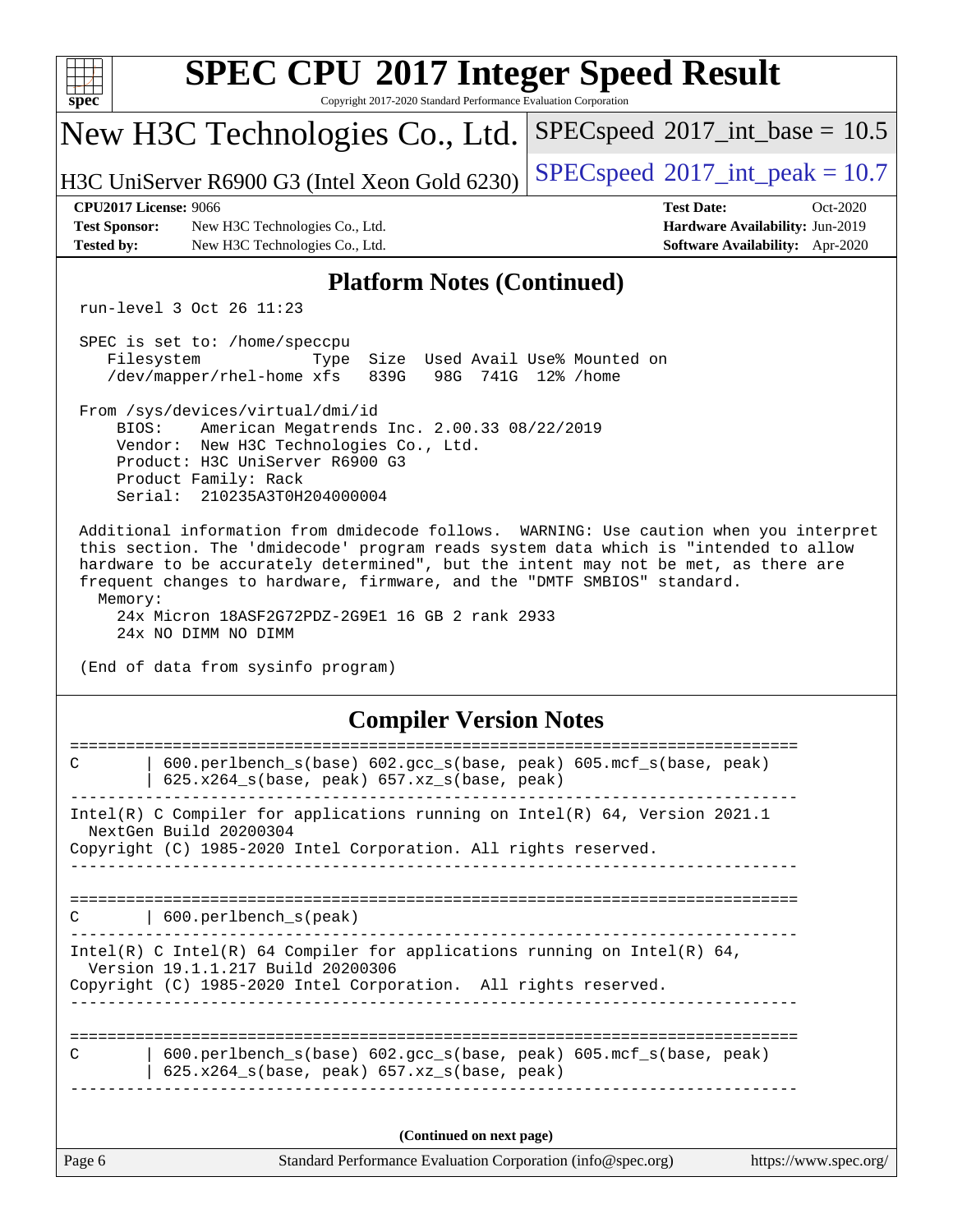## Platform Notes (Continued)

```
run-level 3 Oct 26 11:23

SPEC is set to: /home/speccpu
   Filesystem            Type  Size  Used Avail Use% Mounted on
   /dev/mapper/rhel-home xfs   839G   98G  741G  12% /home

From /sys/devices/virtual/dmi/id
    BIOS:    American Megatrends Inc. 2.00.33 08/22/2019
    Vendor:  New H3C Technologies Co., Ltd.
    Product: H3C UniServer R6900 G3
    Product Family: Rack
    Serial:  210235A3T0H204000004

Additional information from dmidecode follows.  WARNING: Use caution when you interpret
this section. The 'dmidecode' program reads system data which is "intended to allow
hardware to be accurately determined", but the intent may not be met, as there are
frequent changes to hardware, firmware, and the "DMTF SMBIOS" standard.
  Memory:
    24x Micron 18ASF2G72PDZ-2G9E1 16 GB 2 rank 2933
    24x NO DIMM NO DIMM

(End of data from sysinfo program)
```

## Compiler Version Notes

```
==============================================================================
C       | 600.perlbench_s(base) 602.gcc_s(base, peak) 605.mcf_s(base, peak)
        | 625.x264_s(base, peak) 657.xz_s(base, peak)
------------------------------------------------------------------------------
Intel(R) C Compiler for applications running on Intel(R) 64, Version 2021.1
  NextGen Build 20200304
Copyright (C) 1985-2020 Intel Corporation. All rights reserved.
------------------------------------------------------------------------------

==============================================================================
C       | 600.perlbench_s(peak)
------------------------------------------------------------------------------
Intel(R) C Intel(R) 64 Compiler for applications running on Intel(R) 64,
  Version 19.1.1.217 Build 20200306
Copyright (C) 1985-2020 Intel Corporation.  All rights reserved.
------------------------------------------------------------------------------

==============================================================================
C       | 600.perlbench_s(base) 602.gcc_s(base, peak) 605.mcf_s(base, peak)
        | 625.x264_s(base, peak) 657.xz_s(base, peak)
------------------------------------------------------------------------------
```

(Continued on next page)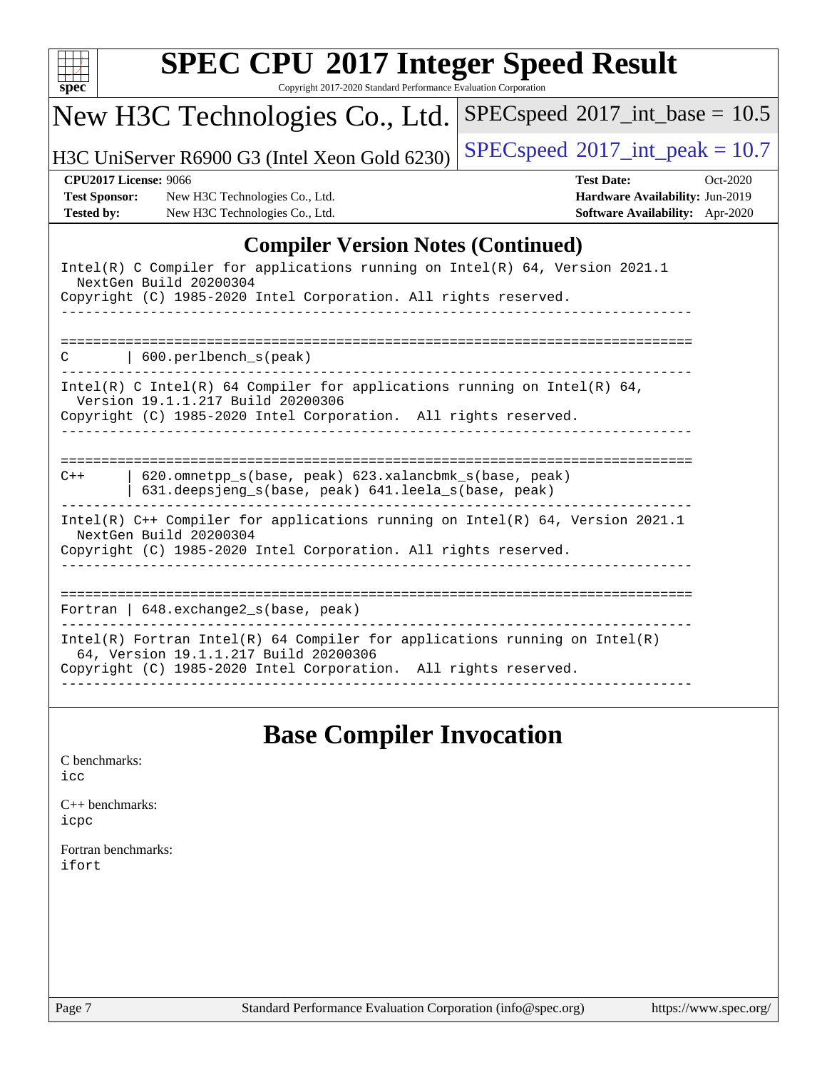## Compiler Version Notes (Continued)

```
Intel(R) C Compiler for applications running on Intel(R) 64, Version 2021.1
  NextGen Build 20200304
Copyright (C) 1985-2020 Intel Corporation. All rights reserved.
------------------------------------------------------------------------------

==============================================================================
C       | 600.perlbench_s(peak)
------------------------------------------------------------------------------
Intel(R) C Intel(R) 64 Compiler for applications running on Intel(R) 64,
  Version 19.1.1.217 Build 20200306
Copyright (C) 1985-2020 Intel Corporation.  All rights reserved.
------------------------------------------------------------------------------

==============================================================================
C++     | 620.omnetpp_s(base, peak) 623.xalancbmk_s(base, peak)
        | 631.deepsjeng_s(base, peak) 641.leela_s(base, peak)
------------------------------------------------------------------------------
Intel(R) C++ Compiler for applications running on Intel(R) 64, Version 2021.1
  NextGen Build 20200304
Copyright (C) 1985-2020 Intel Corporation. All rights reserved.
------------------------------------------------------------------------------

==============================================================================
Fortran | 648.exchange2_s(base, peak)
------------------------------------------------------------------------------
Intel(R) Fortran Intel(R) 64 Compiler for applications running on Intel(R)
  64, Version 19.1.1.217 Build 20200306
Copyright (C) 1985-2020 Intel Corporation.  All rights reserved.
------------------------------------------------------------------------------
```

## Base Compiler Invocation

C benchmarks:
icc

C++ benchmarks:
icpc

Fortran benchmarks:
ifort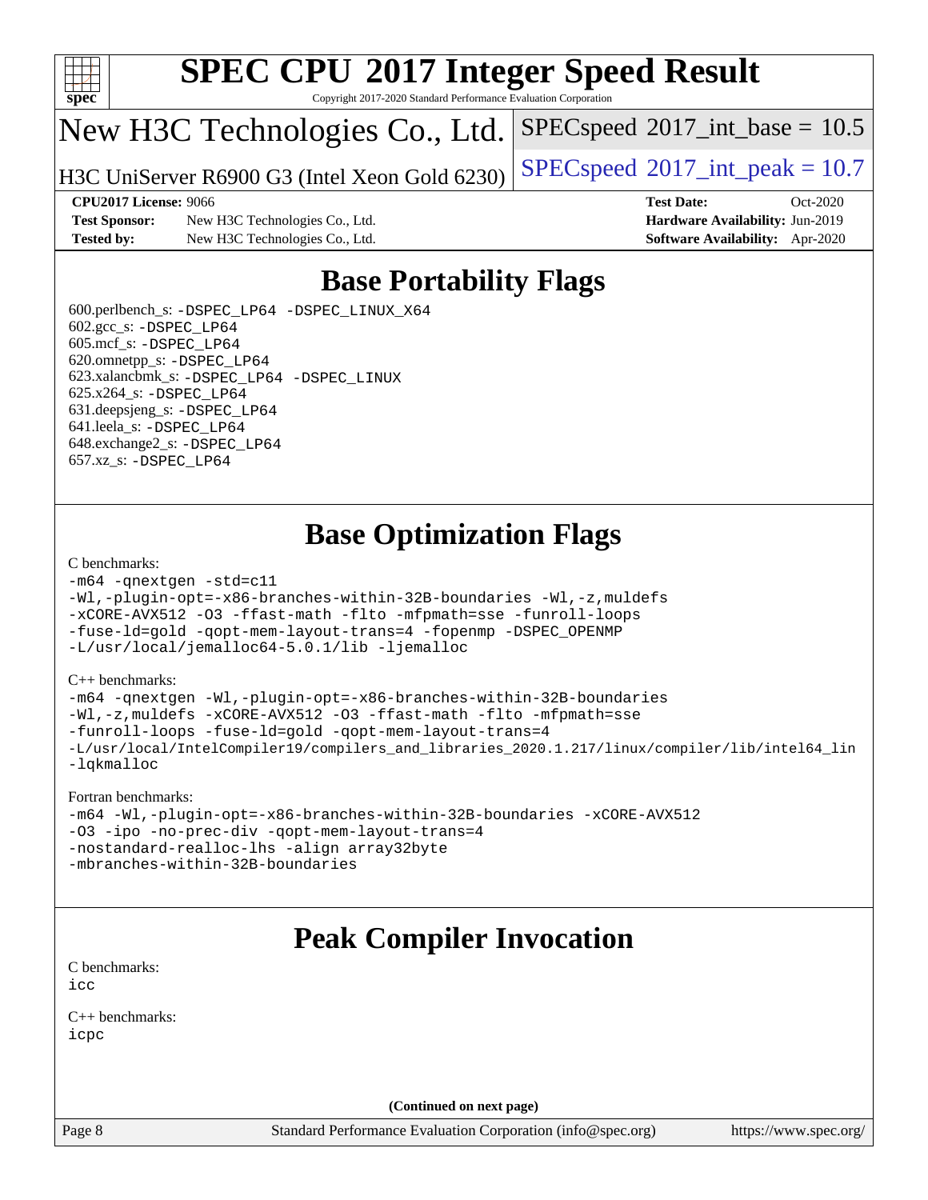# SPEC CPU 2017 Integer Speed Result

Copyright 2017-2020 Standard Performance Evaluation Corporation

**New H3C Technologies Co., Ltd.**

**H3C UniServer R6900 G3 (Intel Xeon Gold 6230)**

SPECspeed 2017_int_base = 10.5

SPECspeed 2017_int_peak = 10.7

| | | | |
|---|---|---|---|
| **CPU2017 License:** | 9066 | **Test Date:** | Oct-2020 |
| **Test Sponsor:** | New H3C Technologies Co., Ltd. | **Hardware Availability:** | Jun-2019 |
| **Tested by:** | New H3C Technologies Co., Ltd. | **Software Availability:** | Apr-2020 |

## Base Portability Flags

600.perlbench_s: -DSPEC_LP64 -DSPEC_LINUX_X64
602.gcc_s: -DSPEC_LP64
605.mcf_s: -DSPEC_LP64
620.omnetpp_s: -DSPEC_LP64
623.xalancbmk_s: -DSPEC_LP64 -DSPEC_LINUX
625.x264_s: -DSPEC_LP64
631.deepsjeng_s: -DSPEC_LP64
641.leela_s: -DSPEC_LP64
648.exchange2_s: -DSPEC_LP64
657.xz_s: -DSPEC_LP64

## Base Optimization Flags

C benchmarks:

```
-m64 -qnextgen -std=c11
-Wl,-plugin-opt=-x86-branches-within-32B-boundaries -Wl,-z,muldefs
-xCORE-AVX512 -O3 -ffast-math -flto -mfpmath=sse -funroll-loops
-fuse-ld=gold -qopt-mem-layout-trans=4 -fopenmp -DSPEC_OPENMP
-L/usr/local/jemalloc64-5.0.1/lib -ljemalloc
```

C++ benchmarks:

```
-m64 -qnextgen -Wl,-plugin-opt=-x86-branches-within-32B-boundaries
-Wl,-z,muldefs -xCORE-AVX512 -O3 -ffast-math -flto -mfpmath=sse
-funroll-loops -fuse-ld=gold -qopt-mem-layout-trans=4
-L/usr/local/IntelCompiler19/compilers_and_libraries_2020.1.217/linux/compiler/lib/intel64_lin
-lqkmalloc
```

Fortran benchmarks:

```
-m64 -Wl,-plugin-opt=-x86-branches-within-32B-boundaries -xCORE-AVX512
-O3 -ipo -no-prec-div -qopt-mem-layout-trans=4
-nostandard-realloc-lhs -align array32byte
-mbranches-within-32B-boundaries
```

## Peak Compiler Invocation

C benchmarks:

```
icc
```

C++ benchmarks:

```
icpc
```

**(Continued on next page)**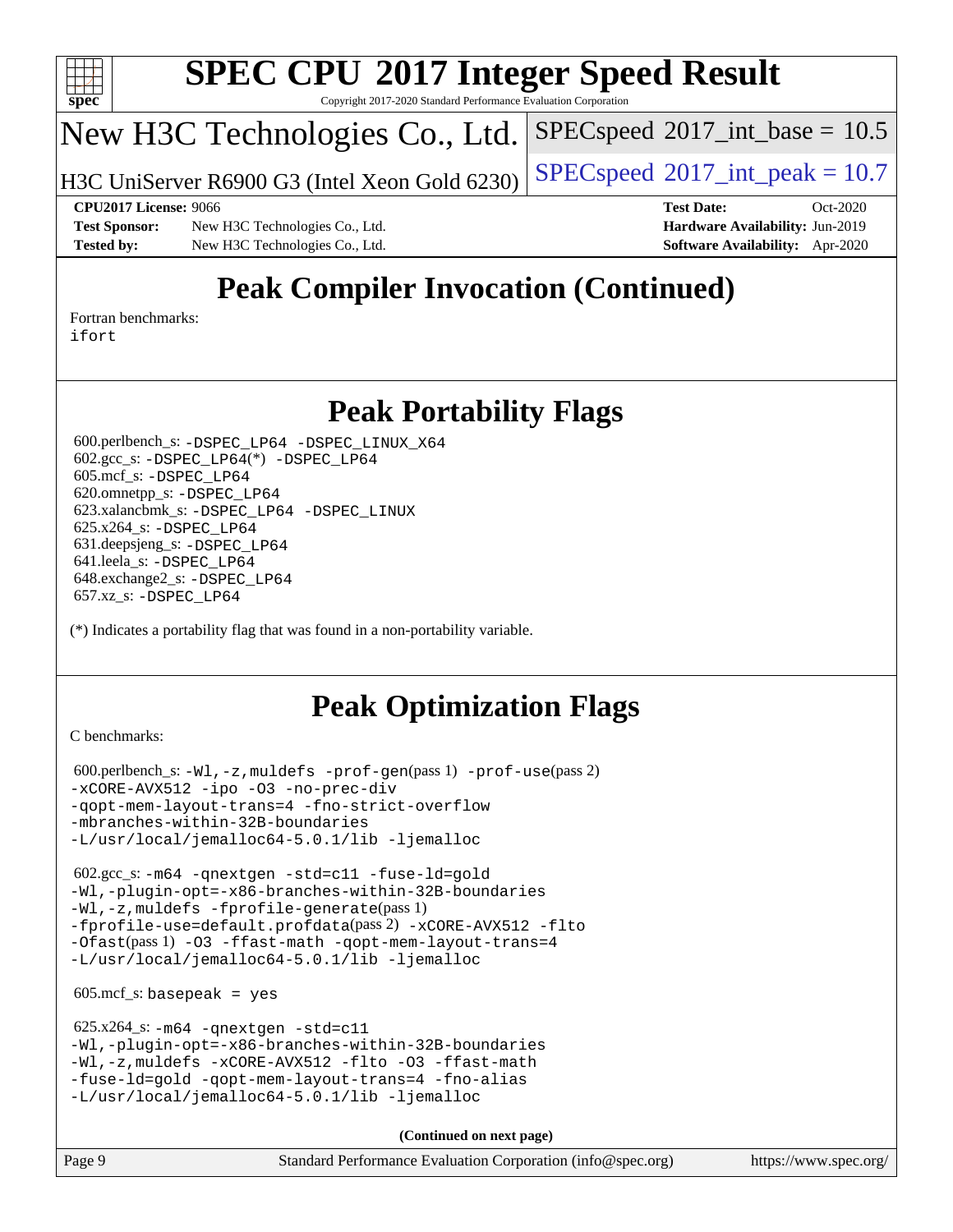# SPEC CPU 2017 Integer Speed Result

Copyright 2017-2020 Standard Performance Evaluation Corporation

## New H3C Technologies Co., Ltd.

H3C UniServer R6900 G3 (Intel Xeon Gold 6230)

SPECspeed 2017_int_base = 10.5

SPECspeed 2017_int_peak = 10.7

**CPU2017 License:** 9066
**Test Sponsor:** New H3C Technologies Co., Ltd.
**Tested by:** New H3C Technologies Co., Ltd.

**Test Date:** Oct-2020
**Hardware Availability:** Jun-2019
**Software Availability:** Apr-2020

## Peak Compiler Invocation (Continued)

Fortran benchmarks:
ifort

## Peak Portability Flags

600.perlbench_s: -DSPEC_LP64 -DSPEC_LINUX_X64
602.gcc_s: -DSPEC_LP64(*) -DSPEC_LP64
605.mcf_s: -DSPEC_LP64
620.omnetpp_s: -DSPEC_LP64
623.xalancbmk_s: -DSPEC_LP64 -DSPEC_LINUX
625.x264_s: -DSPEC_LP64
631.deepsjeng_s: -DSPEC_LP64
641.leela_s: -DSPEC_LP64
648.exchange2_s: -DSPEC_LP64
657.xz_s: -DSPEC_LP64

(*) Indicates a portability flag that was found in a non-portability variable.

## Peak Optimization Flags

C benchmarks:

600.perlbench_s: -Wl,-z,muldefs -prof-gen(pass 1) -prof-use(pass 2)
-xCORE-AVX512 -ipo -O3 -no-prec-div
-qopt-mem-layout-trans=4 -fno-strict-overflow
-mbranches-within-32B-boundaries
-L/usr/local/jemalloc64-5.0.1/lib -ljemalloc

602.gcc_s: -m64 -qnextgen -std=c11 -fuse-ld=gold
-Wl,-plugin-opt=-x86-branches-within-32B-boundaries
-Wl,-z,muldefs -fprofile-generate(pass 1)
-fprofile-use=default.profdata(pass 2) -xCORE-AVX512 -flto
-Ofast(pass 1) -O3 -ffast-math -qopt-mem-layout-trans=4
-L/usr/local/jemalloc64-5.0.1/lib -ljemalloc

605.mcf_s: basepeak = yes

625.x264_s: -m64 -qnextgen -std=c11
-Wl,-plugin-opt=-x86-branches-within-32B-boundaries
-Wl,-z,muldefs -xCORE-AVX512 -flto -O3 -ffast-math
-fuse-ld=gold -qopt-mem-layout-trans=4 -fno-alias
-L/usr/local/jemalloc64-5.0.1/lib -ljemalloc

(Continued on next page)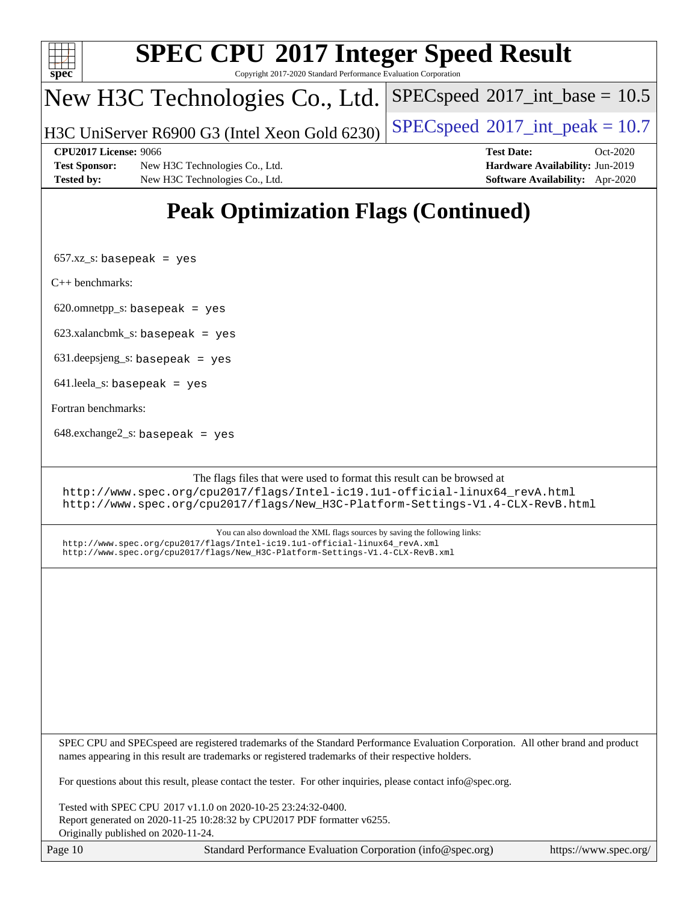# SPEC CPU 2017 Integer Speed Result

Copyright 2017-2020 Standard Performance Evaluation Corporation

New H3C Technologies Co., Ltd.

H3C UniServer R6900 G3 (Intel Xeon Gold 6230)

SPECspeed 2017_int_base = 10.5

SPECspeed 2017_int_peak = 10.7

**CPU2017 License:** 9066
**Test Sponsor:** New H3C Technologies Co., Ltd.
**Tested by:** New H3C Technologies Co., Ltd.

**Test Date:** Oct-2020
**Hardware Availability:** Jun-2019
**Software Availability:** Apr-2020

## Peak Optimization Flags (Continued)

657.xz_s: basepeak = yes

C++ benchmarks:

620.omnetpp_s: basepeak = yes

623.xalancbmk_s: basepeak = yes

631.deepsjeng_s: basepeak = yes

641.leela_s: basepeak = yes

Fortran benchmarks:

648.exchange2_s: basepeak = yes

The flags files that were used to format this result can be browsed at
http://www.spec.org/cpu2017/flags/Intel-ic19.1u1-official-linux64_revA.html
http://www.spec.org/cpu2017/flags/New_H3C-Platform-Settings-V1.4-CLX-RevB.html

You can also download the XML flags sources by saving the following links:
http://www.spec.org/cpu2017/flags/Intel-ic19.1u1-official-linux64_revA.xml
http://www.spec.org/cpu2017/flags/New_H3C-Platform-Settings-V1.4-CLX-RevB.xml

SPEC CPU and SPECspeed are registered trademarks of the Standard Performance Evaluation Corporation. All other brand and product names appearing in this result are trademarks or registered trademarks of their respective holders.

For questions about this result, please contact the tester. For other inquiries, please contact info@spec.org.

Tested with SPEC CPU 2017 v1.1.0 on 2020-10-25 23:24:32-0400.
Report generated on 2020-11-25 10:28:32 by CPU2017 PDF formatter v6255.
Originally published on 2020-11-24.